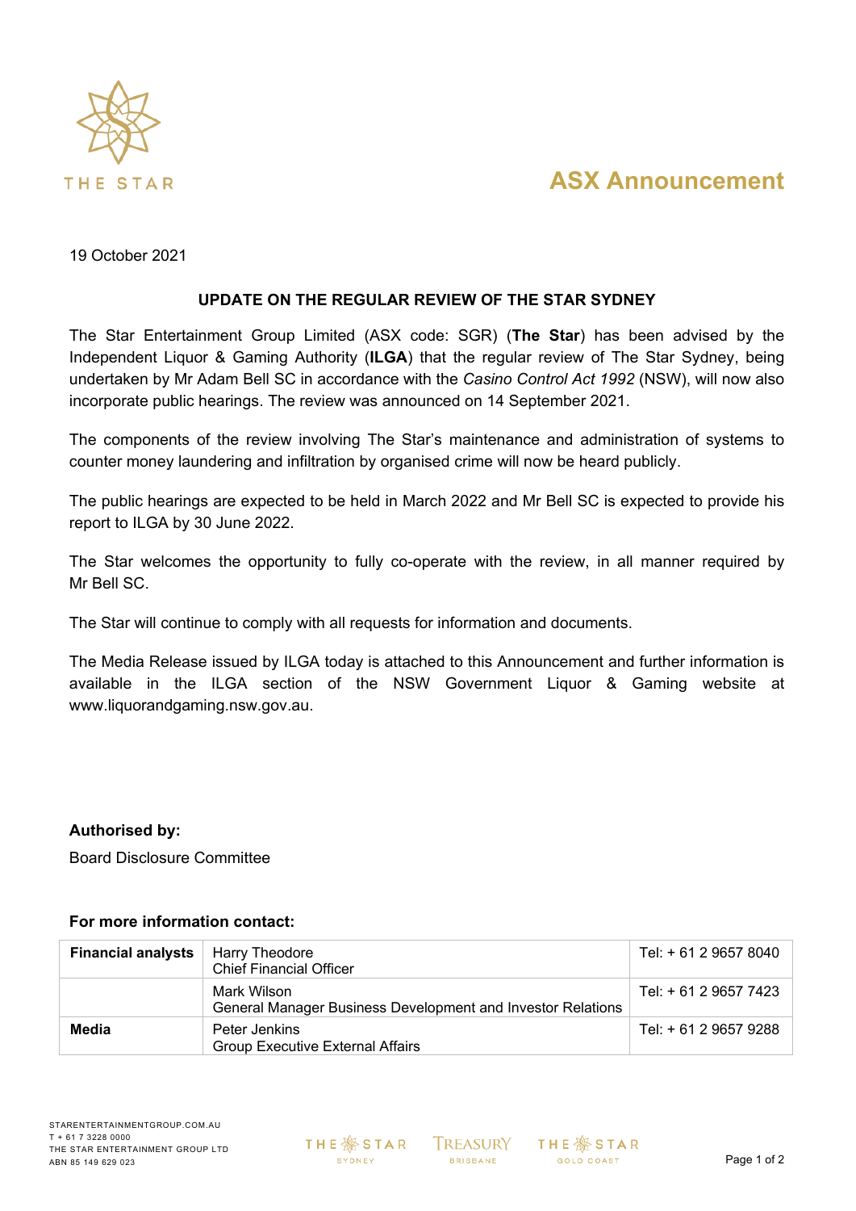THE STAR

# ASX Announcement

19 October 2021

## UPDATE ON THE REGULAR REVIEW OF THE STAR SYDNEY

The Star Entertainment Group Limited (ASX code: SGR) (**The Star**) has been advised by the Independent Liquor & Gaming Authority (**ILGA**) that the regular review of The Star Sydney, being undertaken by Mr Adam Bell SC in accordance with the *Casino Control Act 1992* (NSW), will now also incorporate public hearings. The review was announced on 14 September 2021.

The components of the review involving The Star's maintenance and administration of systems to counter money laundering and infiltration by organised crime will now be heard publicly.

The public hearings are expected to be held in March 2022 and Mr Bell SC is expected to provide his report to ILGA by 30 June 2022.

The Star welcomes the opportunity to fully co-operate with the review, in all manner required by Mr Bell SC.

The Star will continue to comply with all requests for information and documents.

The Media Release issued by ILGA today is attached to this Announcement and further information is available in the ILGA section of the NSW Government Liquor & Gaming website at www.liquorandgaming.nsw.gov.au.

**Authorised by:**

Board Disclosure Committee

**For more information contact:**

| | | |
|---|---|---|
| **Financial analysts** | Harry Theodore<br>Chief Financial Officer | Tel: + 61 2 9657 8040 |
| | Mark Wilson<br>General Manager Business Development and Investor Relations | Tel: + 61 2 9657 7423 |
| **Media** | Peter Jenkins<br>Group Executive External Affairs | Tel: + 61 2 9657 9288 |

STARENTERTAINMENTGROUP.COM.AU
T + 61 7 3228 0000
THE STAR ENTERTAINMENT GROUP LTD
ABN 85 149 629 023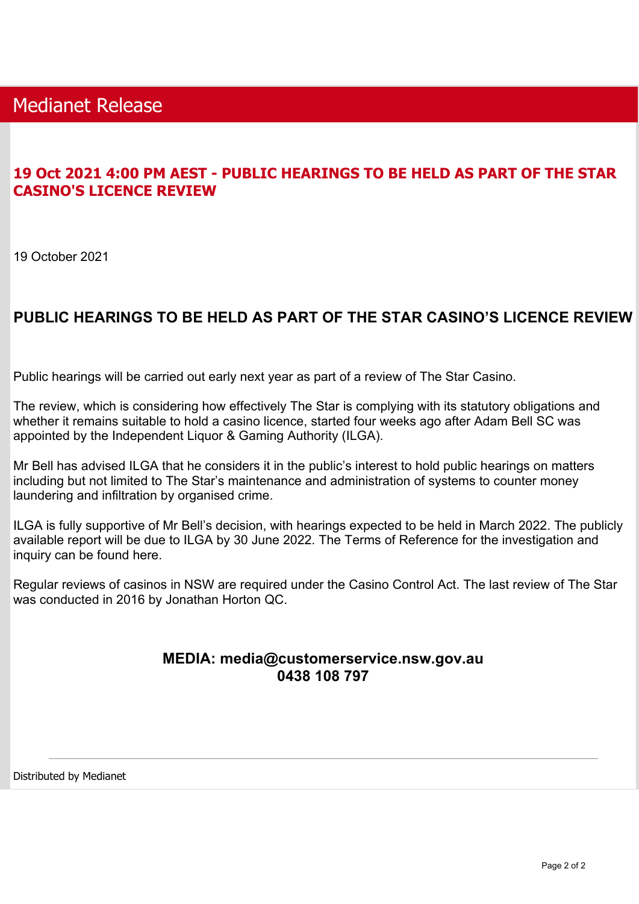# Medianet Release

## 19 Oct 2021 4:00 PM AEST - PUBLIC HEARINGS TO BE HELD AS PART OF THE STAR CASINO'S LICENCE REVIEW

19 October 2021

### PUBLIC HEARINGS TO BE HELD AS PART OF THE STAR CASINO'S LICENCE REVIEW

Public hearings will be carried out early next year as part of a review of The Star Casino.

The review, which is considering how effectively The Star is complying with its statutory obligations and whether it remains suitable to hold a casino licence, started four weeks ago after Adam Bell SC was appointed by the Independent Liquor & Gaming Authority (ILGA).

Mr Bell has advised ILGA that he considers it in the public's interest to hold public hearings on matters including but not limited to The Star's maintenance and administration of systems to counter money laundering and infiltration by organised crime.

ILGA is fully supportive of Mr Bell's decision, with hearings expected to be held in March 2022. The publicly available report will be due to ILGA by 30 June 2022. The Terms of Reference for the investigation and inquiry can be found here.

Regular reviews of casinos in NSW are required under the Casino Control Act. The last review of The Star was conducted in 2016 by Jonathan Horton QC.

**MEDIA: media@customerservice.nsw.gov.au**
**0438 108 797**

---

Distributed by Medianet